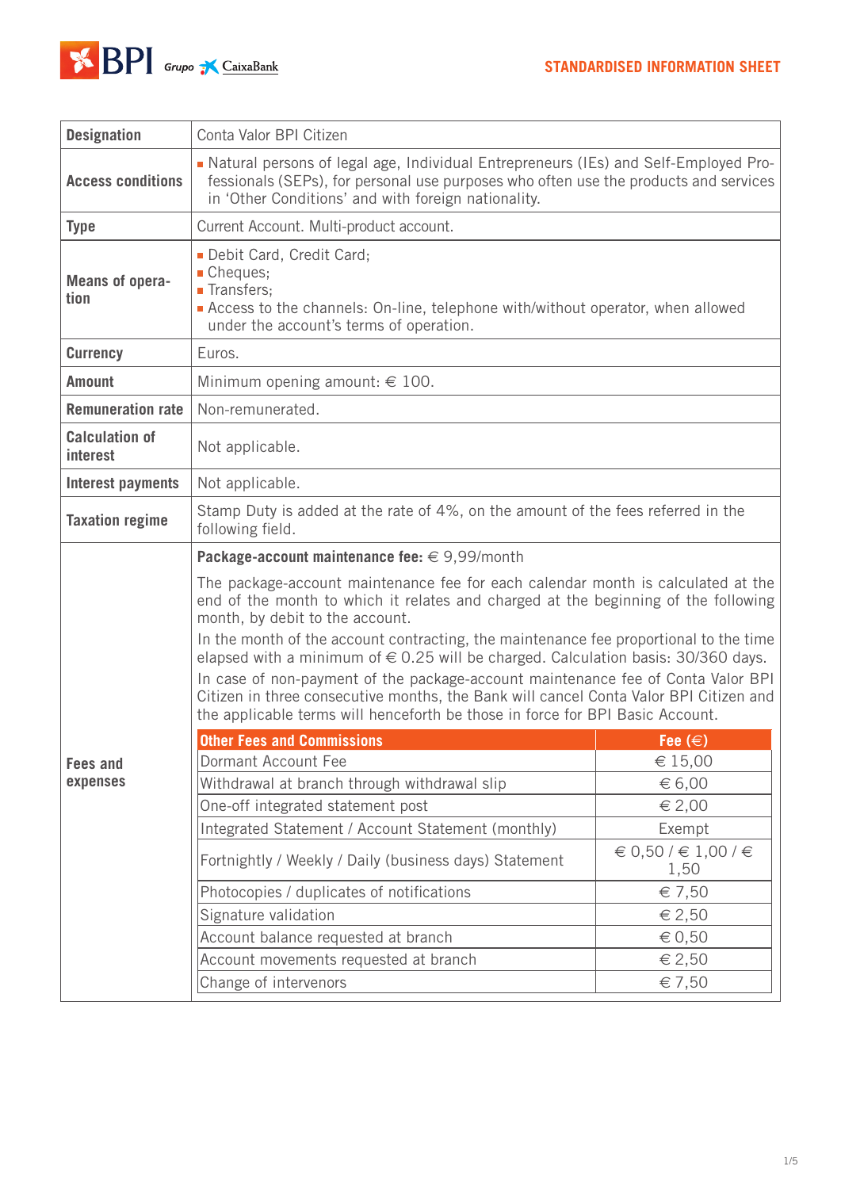# STANDARDISED INFORMATION SHEET

| | |
|---|---|
| **Designation** | Conta Valor BPI Citizen |
| **Access conditions** | ▪ Natural persons of legal age, Individual Entrepreneurs (IEs) and Self-Employed Professionals (SEPs), for personal use purposes who often use the products and services in 'Other Conditions' and with foreign nationality. |
| **Type** | Current Account. Multi-product account. |
| **Means of operation** | ▪ Debit Card, Credit Card;<br>▪ Cheques;<br>▪ Transfers;<br>▪ Access to the channels: On-line, telephone with/without operator, when allowed under the account's terms of operation. |
| **Currency** | Euros. |
| **Amount** | Minimum opening amount: € 100. |
| **Remuneration rate** | Non-remunerated. |
| **Calculation of interest** | Not applicable. |
| **Interest payments** | Not applicable. |
| **Taxation regime** | Stamp Duty is added at the rate of 4%, on the amount of the fees referred in the following field. |
| **Fees and expenses** | **Package-account maintenance fee:** € 9,99/month<br><br>The package-account maintenance fee for each calendar month is calculated at the end of the month to which it relates and charged at the beginning of the following month, by debit to the account.<br><br>In the month of the account contracting, the maintenance fee proportional to the time elapsed with a minimum of € 0.25 will be charged. Calculation basis: 30/360 days.<br><br>In case of non-payment of the package-account maintenance fee of Conta Valor BPI Citizen in three consecutive months, the Bank will cancel Conta Valor BPI Citizen and the applicable terms will henceforth be those in force for BPI Basic Account. |

| Other Fees and Commissions | Fee (€) |
|---|---|
| Dormant Account Fee | € 15,00 |
| Withdrawal at branch through withdrawal slip | € 6,00 |
| One-off integrated statement post | € 2,00 |
| Integrated Statement / Account Statement (monthly) | Exempt |
| Fortnightly / Weekly / Daily (business days) Statement | € 0,50 / € 1,00 / € 1,50 |
| Photocopies / duplicates of notifications | € 7,50 |
| Signature validation | € 2,50 |
| Account balance requested at branch | € 0,50 |
| Account movements requested at branch | € 2,50 |
| Change of intervenors | € 7,50 |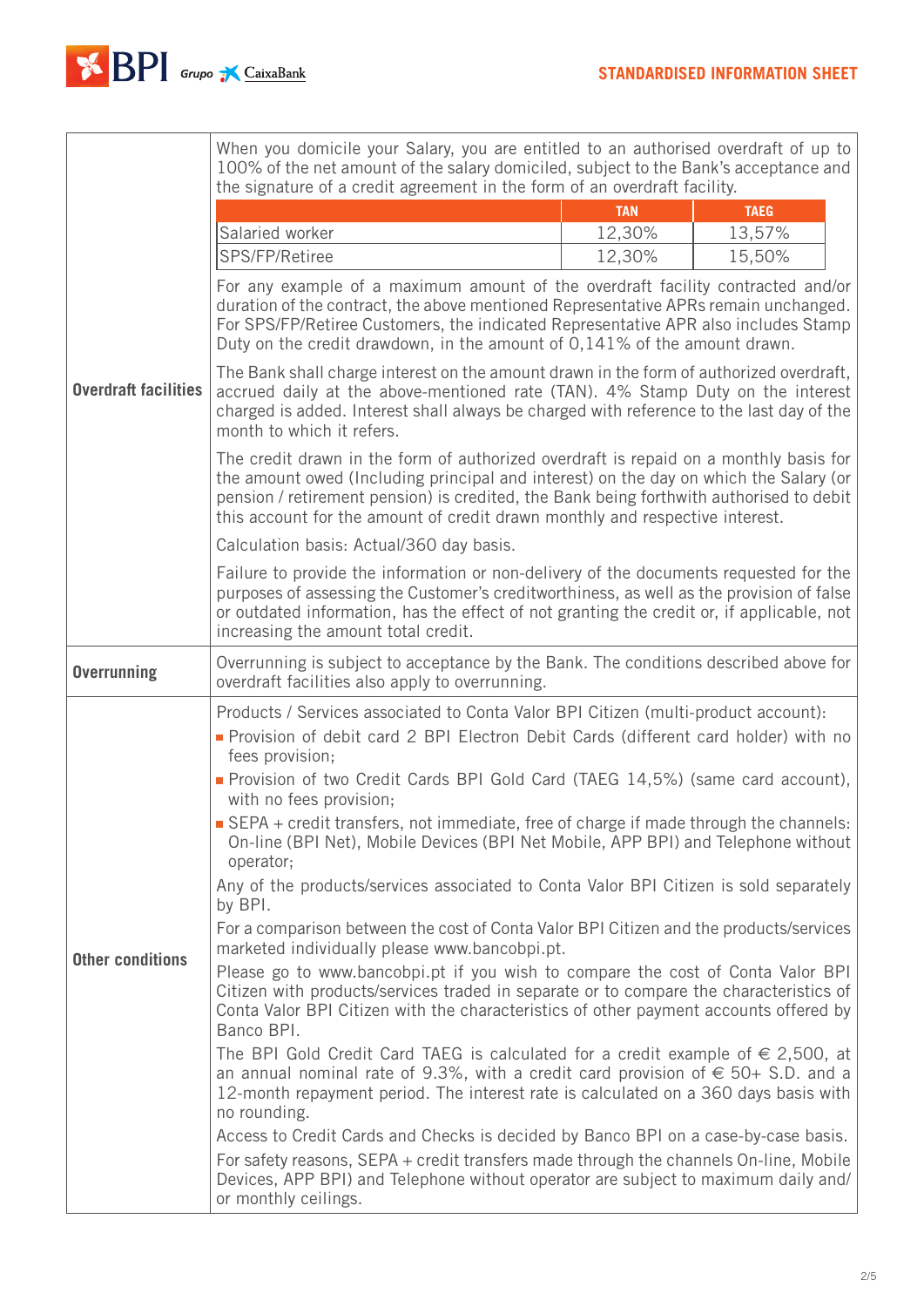| | |
|---|---|
| **Overdraft facilities** | When you domicile your Salary, you are entitled to an authorised overdraft of up to 100% of the net amount of the salary domiciled, subject to the Bank's acceptance and the signature of a credit agreement in the form of an overdraft facility.<br><br>\| \| TAN \| TAEG \|<br>\|---\|---\|---\|<br>\| Salaried worker \| 12,30% \| 13,57% \|<br>\| SPS/FP/Retiree \| 12,30% \| 15,50% \|<br><br>For any example of a maximum amount of the overdraft facility contracted and/or duration of the contract, the above mentioned Representative APRs remain unchanged. For SPS/FP/Retiree Customers, the indicated Representative APR also includes Stamp Duty on the credit drawdown, in the amount of 0,141% of the amount drawn.<br><br>The Bank shall charge interest on the amount drawn in the form of authorized overdraft, accrued daily at the above-mentioned rate (TAN). 4% Stamp Duty on the interest charged is added. Interest shall always be charged with reference to the last day of the month to which it refers.<br><br>The credit drawn in the form of authorized overdraft is repaid on a monthly basis for the amount owed (Including principal and interest) on the day on which the Salary (or pension / retirement pension) is credited, the Bank being forthwith authorised to debit this account for the amount of credit drawn monthly and respective interest.<br><br>Calculation basis: Actual/360 day basis.<br><br>Failure to provide the information or non-delivery of the documents requested for the purposes of assessing the Customer's creditworthiness, as well as the provision of false or outdated information, has the effect of not granting the credit or, if applicable, not increasing the amount total credit. |
| **Overrunning** | Overrunning is subject to acceptance by the Bank. The conditions described above for overdraft facilities also apply to overrunning. |
| **Other conditions** | Products / Services associated to Conta Valor BPI Citizen (multi-product account):<br>- Provision of debit card 2 BPI Electron Debit Cards (different card holder) with no fees provision;<br>- Provision of two Credit Cards BPI Gold Card (TAEG 14,5%) (same card account), with no fees provision;<br>- SEPA + credit transfers, not immediate, free of charge if made through the channels: On-line (BPI Net), Mobile Devices (BPI Net Mobile, APP BPI) and Telephone without operator;<br><br>Any of the products/services associated to Conta Valor BPI Citizen is sold separately by BPI.<br><br>For a comparison between the cost of Conta Valor BPI Citizen and the products/services marketed individually please www.bancobpi.pt.<br><br>Please go to www.bancobpi.pt if you wish to compare the cost of Conta Valor BPI Citizen with products/services traded in separate or to compare the characteristics of Conta Valor BPI Citizen with the characteristics of other payment accounts offered by Banco BPI.<br><br>The BPI Gold Credit Card TAEG is calculated for a credit example of € 2,500, at an annual nominal rate of 9.3%, with a credit card provision of € 50+ S.D. and a 12-month repayment period. The interest rate is calculated on a 360 days basis with no rounding.<br><br>Access to Credit Cards and Checks is decided by Banco BPI on a case-by-case basis.<br><br>For safety reasons, SEPA + credit transfers made through the channels On-line, Mobile Devices, APP BPI) and Telephone without operator are subject to maximum daily and/or monthly ceilings. |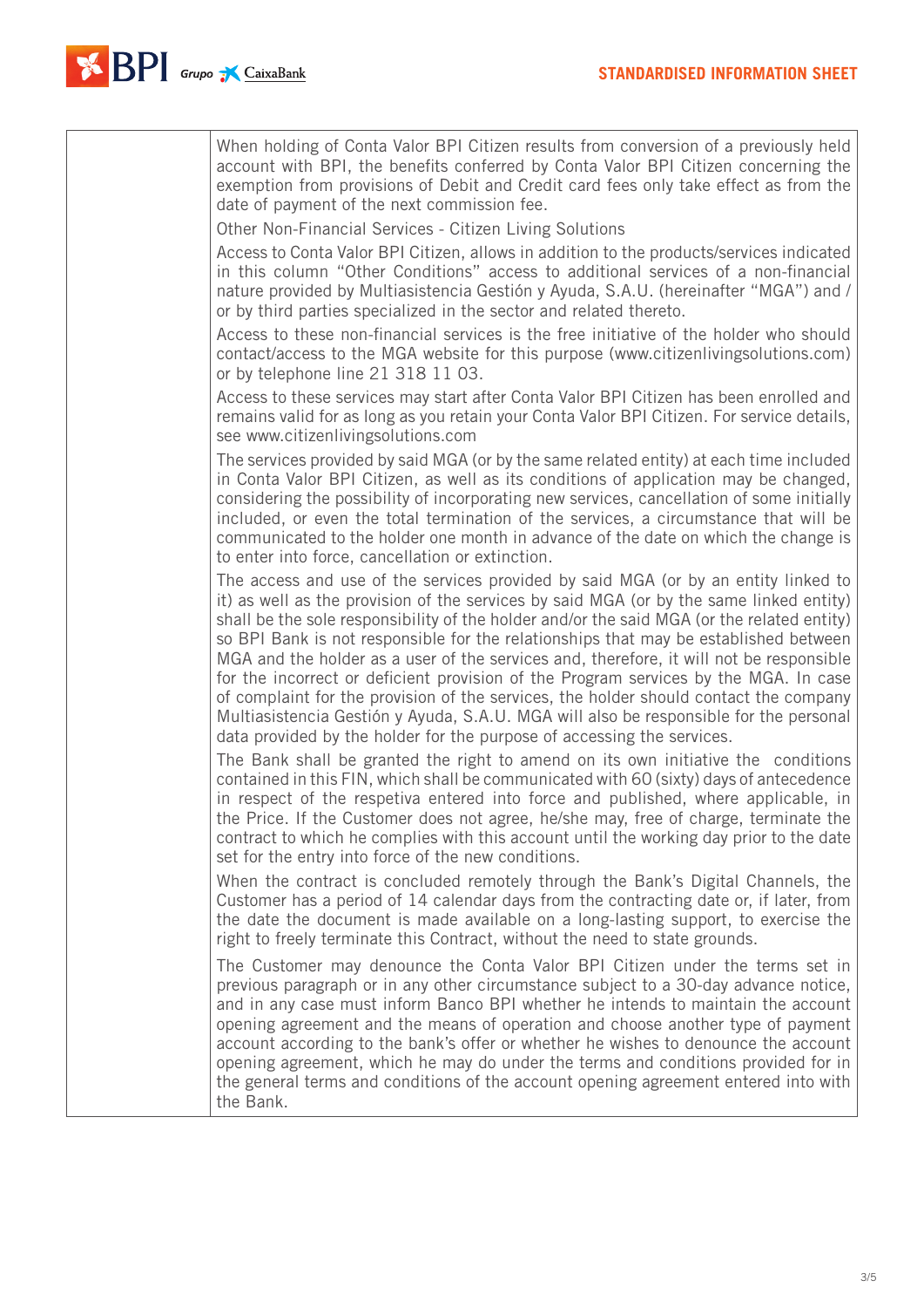| | |
|---|---|
| | When holding of Conta Valor BPI Citizen results from conversion of a previously held account with BPI, the benefits conferred by Conta Valor BPI Citizen concerning the exemption from provisions of Debit and Credit card fees only take effect as from the date of payment of the next commission fee.<br><br>Other Non-Financial Services - Citizen Living Solutions<br><br>Access to Conta Valor BPI Citizen, allows in addition to the products/services indicated in this column "Other Conditions" access to additional services of a non-financial nature provided by Multiasistencia Gestión y Ayuda, S.A.U. (hereinafter "MGA") and / or by third parties specialized in the sector and related thereto.<br><br>Access to these non-financial services is the free initiative of the holder who should contact/access to the MGA website for this purpose (www.citizenlivingsolutions.com) or by telephone line 21 318 11 03.<br><br>Access to these services may start after Conta Valor BPI Citizen has been enrolled and remains valid for as long as you retain your Conta Valor BPI Citizen. For service details, see www.citizenlivingsolutions.com<br><br>The services provided by said MGA (or by the same related entity) at each time included in Conta Valor BPI Citizen, as well as its conditions of application may be changed, considering the possibility of incorporating new services, cancellation of some initially included, or even the total termination of the services, a circumstance that will be communicated to the holder one month in advance of the date on which the change is to enter into force, cancellation or extinction.<br><br>The access and use of the services provided by said MGA (or by an entity linked to it) as well as the provision of the services by said MGA (or by the same linked entity) shall be the sole responsibility of the holder and/or the said MGA (or the related entity) so BPI Bank is not responsible for the relationships that may be established between MGA and the holder as a user of the services and, therefore, it will not be responsible for the incorrect or deficient provision of the Program services by the MGA. In case of complaint for the provision of the services, the holder should contact the company Multiasistencia Gestión y Ayuda, S.A.U. MGA will also be responsible for the personal data provided by the holder for the purpose of accessing the services.<br><br>The Bank shall be granted the right to amend on its own initiative the conditions contained in this FIN, which shall be communicated with 60 (sixty) days of antecedence in respect of the respetiva entered into force and published, where applicable, in the Price. If the Customer does not agree, he/she may, free of charge, terminate the contract to which he complies with this account until the working day prior to the date set for the entry into force of the new conditions.<br><br>When the contract is concluded remotely through the Bank's Digital Channels, the Customer has a period of 14 calendar days from the contracting date or, if later, from the date the document is made available on a long-lasting support, to exercise the right to freely terminate this Contract, without the need to state grounds.<br><br>The Customer may denounce the Conta Valor BPI Citizen under the terms set in previous paragraph or in any other circumstance subject to a 30-day advance notice, and in any case must inform Banco BPI whether he intends to maintain the account opening agreement and the means of operation and choose another type of payment account according to the bank's offer or whether he wishes to denounce the account opening agreement, which he may do under the terms and conditions provided for in the general terms and conditions of the account opening agreement entered into with the Bank. |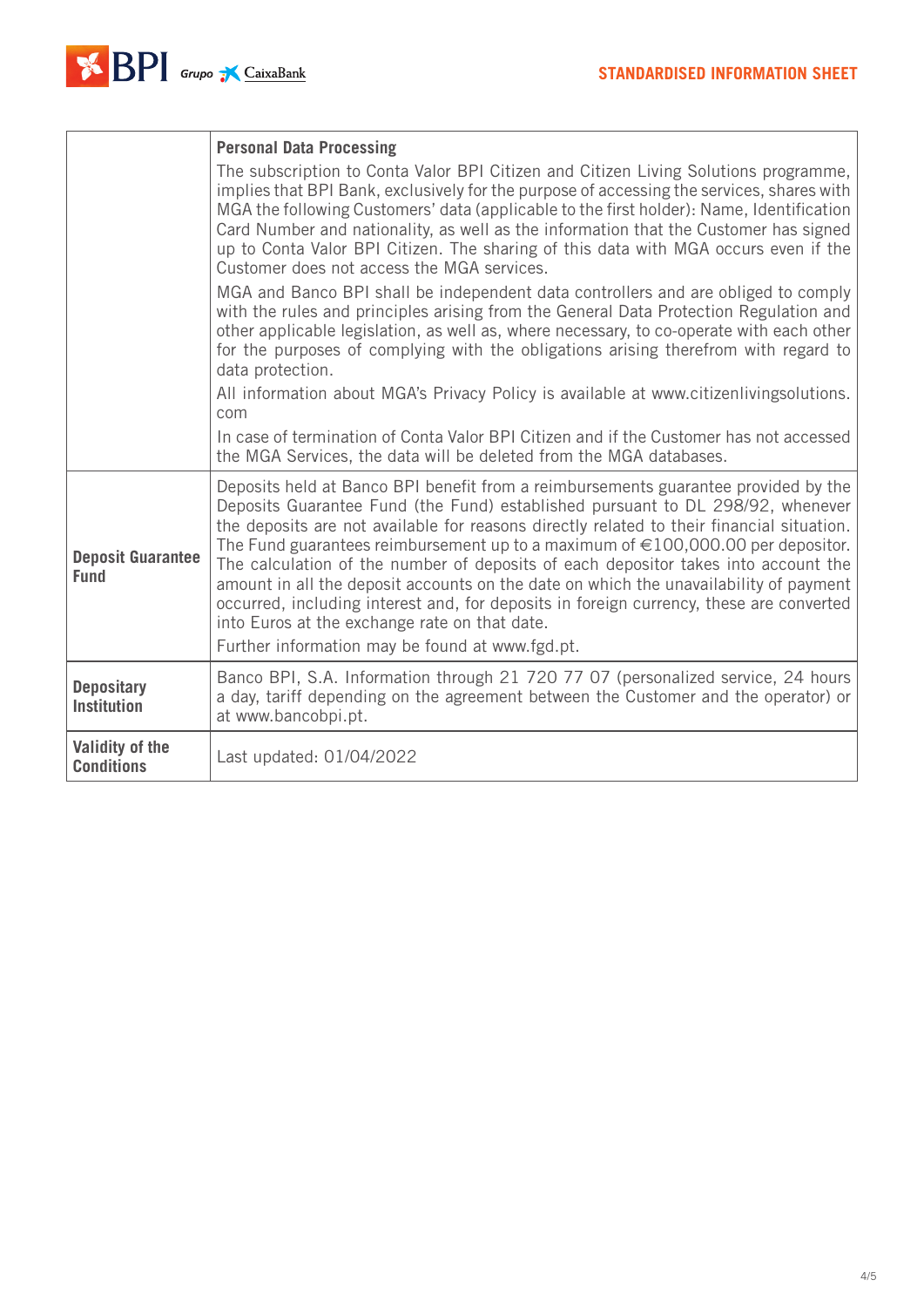| | |
|---|---|
| | **Personal Data Processing**<br>The subscription to Conta Valor BPI Citizen and Citizen Living Solutions programme, implies that BPI Bank, exclusively for the purpose of accessing the services, shares with MGA the following Customers' data (applicable to the first holder): Name, Identification Card Number and nationality, as well as the information that the Customer has signed up to Conta Valor BPI Citizen. The sharing of this data with MGA occurs even if the Customer does not access the MGA services.<br>MGA and Banco BPI shall be independent data controllers and are obliged to comply with the rules and principles arising from the General Data Protection Regulation and other applicable legislation, as well as, where necessary, to co-operate with each other for the purposes of complying with the obligations arising therefrom with regard to data protection.<br>All information about MGA's Privacy Policy is available at www.citizenlivingsolutions.com<br>In case of termination of Conta Valor BPI Citizen and if the Customer has not accessed the MGA Services, the data will be deleted from the MGA databases. |
| **Deposit Guarantee Fund** | Deposits held at Banco BPI benefit from a reimbursements guarantee provided by the Deposits Guarantee Fund (the Fund) established pursuant to DL 298/92, whenever the deposits are not available for reasons directly related to their financial situation. The Fund guarantees reimbursement up to a maximum of €100,000.00 per depositor. The calculation of the number of deposits of each depositor takes into account the amount in all the deposit accounts on the date on which the unavailability of payment occurred, including interest and, for deposits in foreign currency, these are converted into Euros at the exchange rate on that date.<br>Further information may be found at www.fgd.pt. |
| **Depositary Institution** | Banco BPI, S.A. Information through 21 720 77 07 (personalized service, 24 hours a day, tariff depending on the agreement between the Customer and the operator) or at www.bancobpi.pt. |
| **Validity of the Conditions** | Last updated: 01/04/2022 |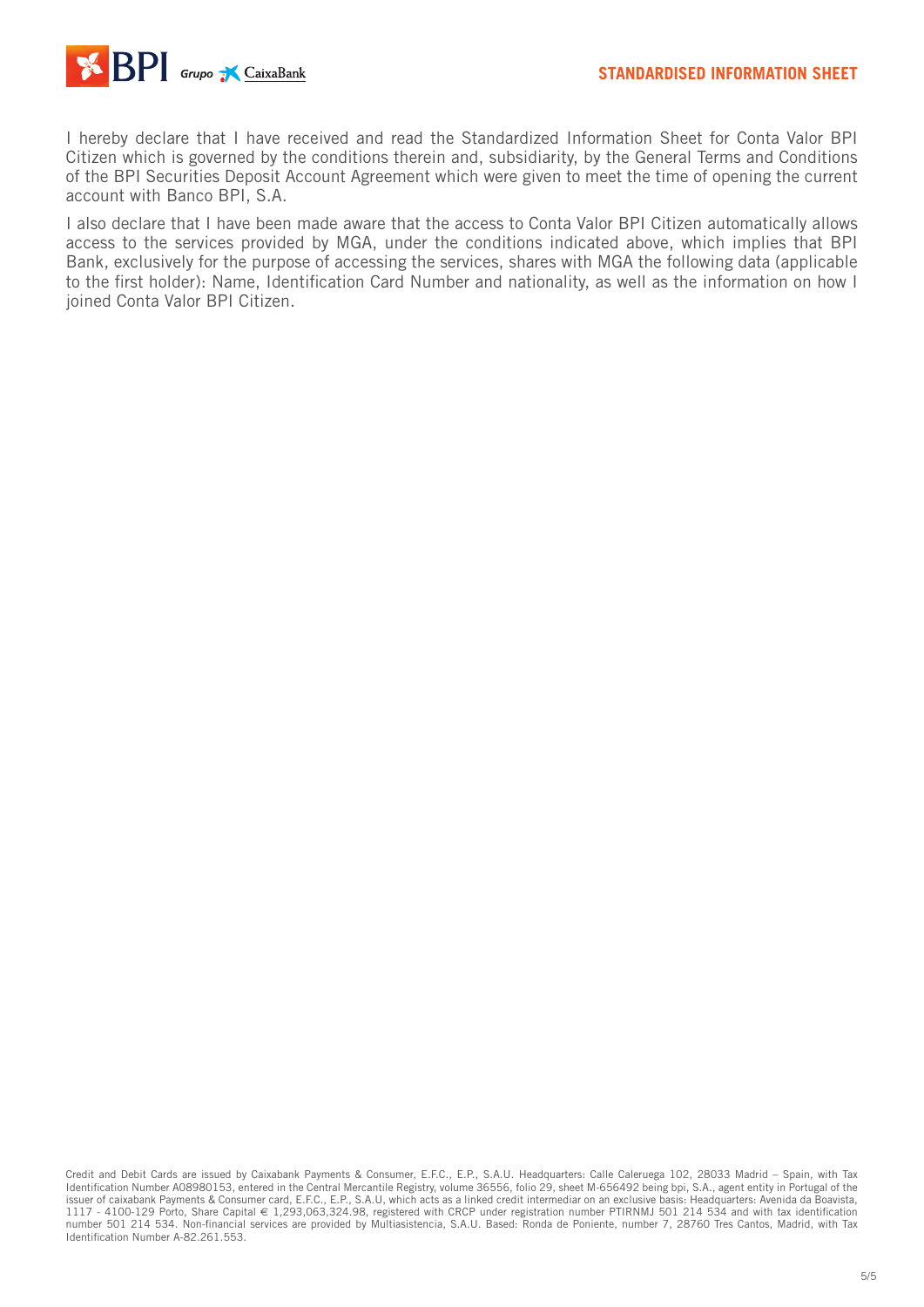I hereby declare that I have received and read the Standardized Information Sheet for Conta Valor BPI Citizen which is governed by the conditions therein and, subsidiarity, by the General Terms and Conditions of the BPI Securities Deposit Account Agreement which were given to meet the time of opening the current account with Banco BPI, S.A.

I also declare that I have been made aware that the access to Conta Valor BPI Citizen automatically allows access to the services provided by MGA, under the conditions indicated above, which implies that BPI Bank, exclusively for the purpose of accessing the services, shares with MGA the following data (applicable to the first holder): Name, Identification Card Number and nationality, as well as the information on how I joined Conta Valor BPI Citizen.

Credit and Debit Cards are issued by Caixabank Payments & Consumer, E.F.C., E.P., S.A.U. Headquarters: Calle Caleruega 102, 28033 Madrid – Spain, with Tax Identification Number A08980153, entered in the Central Mercantile Registry, volume 36556, folio 29, sheet M-656492 being bpi, S.A., agent entity in Portugal of the issuer of caixabank Payments & Consumer card, E.F.C., E.P., S.A.U, which acts as a linked credit intermediar on an exclusive basis: Headquarters: Avenida da Boavista, 1117 - 4100-129 Porto, Share Capital € 1,293,063,324.98, registered with CRCP under registration number PTIRNMJ 501 214 534 and with tax identification number 501 214 534. Non-financial services are provided by Multiasistencia, S.A.U. Based: Ronda de Poniente, number 7, 28760 Tres Cantos, Madrid, with Tax Identification Number A-82.261.553.